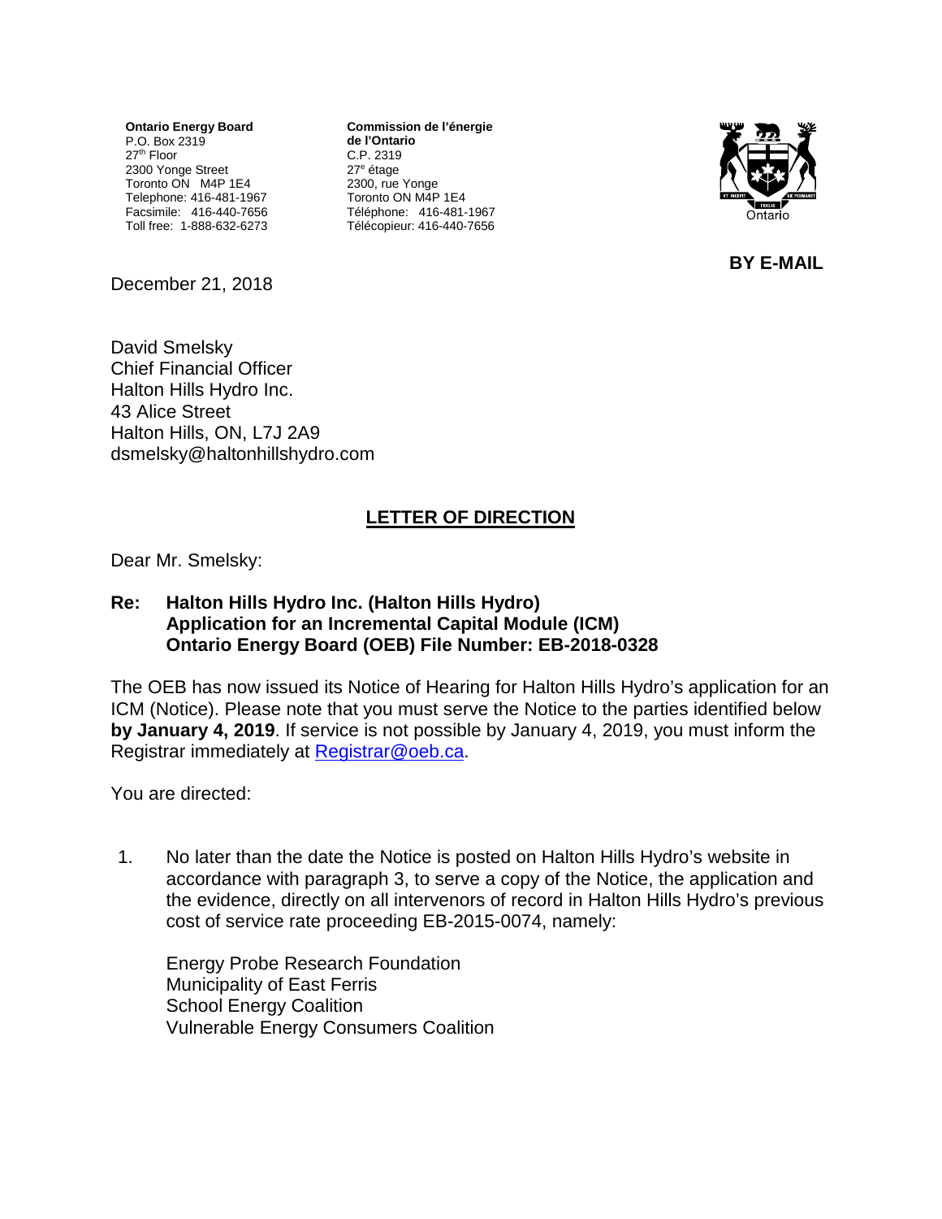**Ontario Energy Board**
P.O. Box 2319
27th Floor
2300 Yonge Street
Toronto ON M4P 1E4
Telephone: 416-481-1967
Facsimile: 416-440-7656
Toll free: 1-888-632-6273

**Commission de l'énergie de l'Ontario**
C.P. 2319
27e étage
2300, rue Yonge
Toronto ON M4P 1E4
Téléphone: 416-481-1967
Télécopieur: 416-440-7656

**BY E-MAIL**

December 21, 2018

David Smelsky
Chief Financial Officer
Halton Hills Hydro Inc.
43 Alice Street
Halton Hills, ON, L7J 2A9
dsmelsky@haltonhillshydro.com

## LETTER OF DIRECTION

Dear Mr. Smelsky:

**Re: Halton Hills Hydro Inc. (Halton Hills Hydro)**
**Application for an Incremental Capital Module (ICM)**
**Ontario Energy Board (OEB) File Number: EB-2018-0328**

The OEB has now issued its Notice of Hearing for Halton Hills Hydro's application for an ICM (Notice). Please note that you must serve the Notice to the parties identified below **by January 4, 2019**. If service is not possible by January 4, 2019, you must inform the Registrar immediately at Registrar@oeb.ca.

You are directed:

1. No later than the date the Notice is posted on Halton Hills Hydro's website in accordance with paragraph 3, to serve a copy of the Notice, the application and the evidence, directly on all intervenors of record in Halton Hills Hydro's previous cost of service rate proceeding EB-2015-0074, namely:

   Energy Probe Research Foundation
   Municipality of East Ferris
   School Energy Coalition
   Vulnerable Energy Consumers Coalition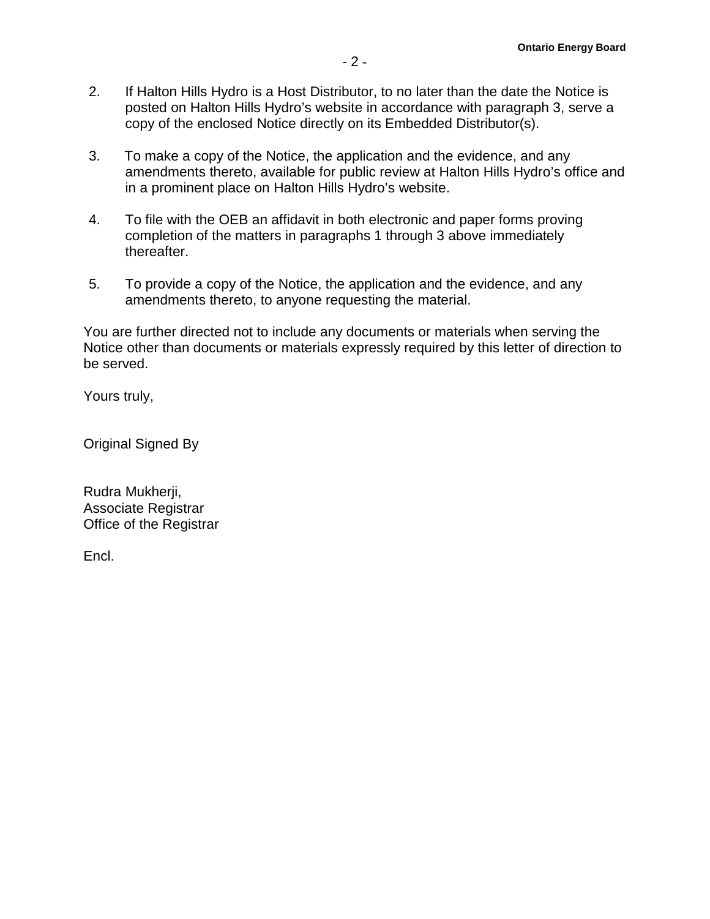2. If Halton Hills Hydro is a Host Distributor, to no later than the date the Notice is posted on Halton Hills Hydro's website in accordance with paragraph 3, serve a copy of the enclosed Notice directly on its Embedded Distributor(s).

3. To make a copy of the Notice, the application and the evidence, and any amendments thereto, available for public review at Halton Hills Hydro's office and in a prominent place on Halton Hills Hydro's website.

4. To file with the OEB an affidavit in both electronic and paper forms proving completion of the matters in paragraphs 1 through 3 above immediately thereafter.

5. To provide a copy of the Notice, the application and the evidence, and any amendments thereto, to anyone requesting the material.

You are further directed not to include any documents or materials when serving the Notice other than documents or materials expressly required by this letter of direction to be served.

Yours truly,

Original Signed By

Rudra Mukherji,
Associate Registrar
Office of the Registrar

Encl.